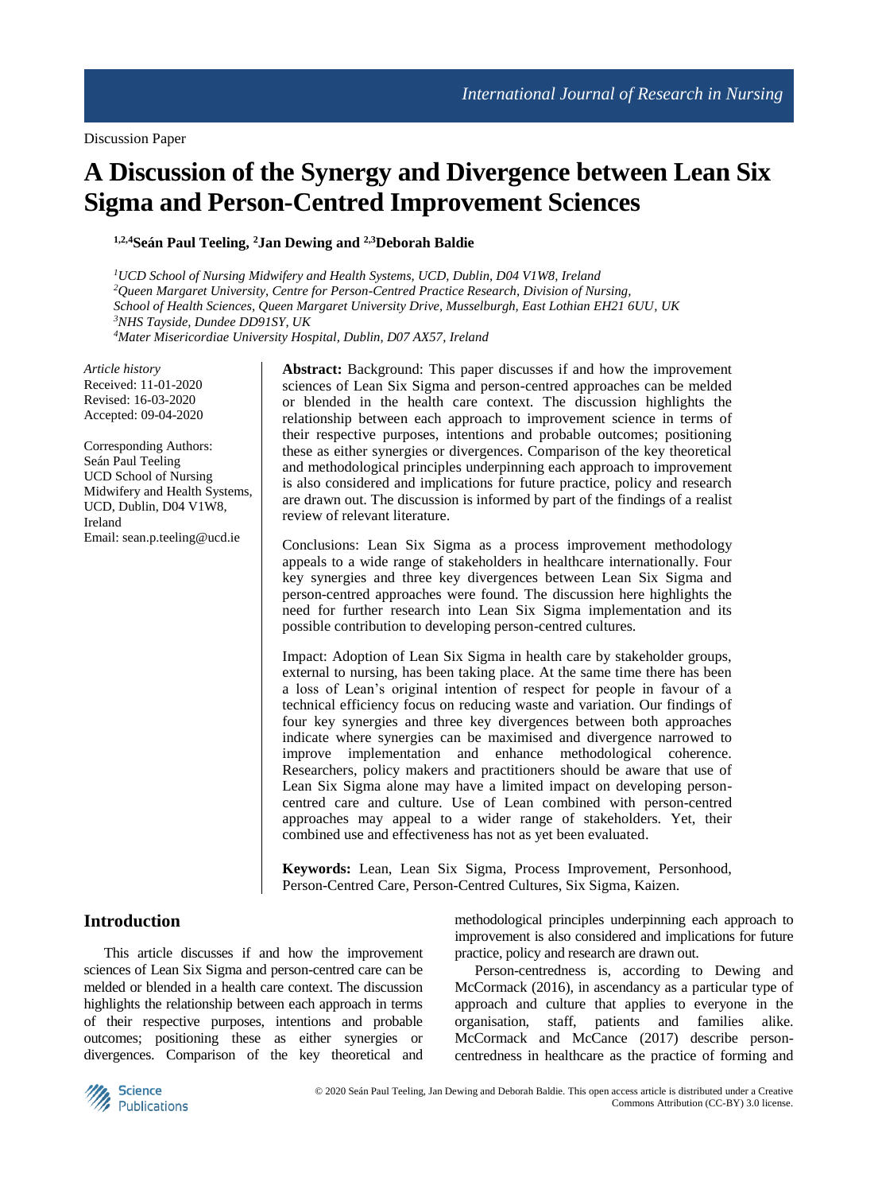Discussion Paper

# A Discussion of the Synergy and Divergence between Lean Six Sigma and Person-Centred Improvement Sciences

**[1,2,4]Seán Paul Teeling, [2]Jan Dewing and [2,3]Deborah Baldie**

*[1]UCD School of Nursing Midwifery and Health Systems, UCD, Dublin, D04 V1W8, Ireland*
*[2]Queen Margaret University, Centre for Person-Centred Practice Research, Division of Nursing, School of Health Sciences, Queen Margaret University Drive, Musselburgh, East Lothian EH21 6UU, UK*
*[3]NHS Tayside, Dundee DD91SY, UK*
*[4]Mater Misericordiae University Hospital, Dublin, D07 AX57, Ireland*

*Article history*
Received: 11-01-2020
Revised: 16-03-2020
Accepted: 09-04-2020

Corresponding Authors:
Seán Paul Teeling
UCD School of Nursing
Midwifery and Health Systems,
UCD, Dublin, D04 V1W8,
Ireland
Email: sean.p.teeling@ucd.ie

**Abstract:** Background: This paper discusses if and how the improvement sciences of Lean Six Sigma and person-centred approaches can be melded or blended in the health care context. The discussion highlights the relationship between each approach to improvement science in terms of their respective purposes, intentions and probable outcomes; positioning these as either synergies or divergences. Comparison of the key theoretical and methodological principles underpinning each approach to improvement is also considered and implications for future practice, policy and research are drawn out. The discussion is informed by part of the findings of a realist review of relevant literature.

Conclusions: Lean Six Sigma as a process improvement methodology appeals to a wide range of stakeholders in healthcare internationally. Four key synergies and three key divergences between Lean Six Sigma and person-centred approaches were found. The discussion here highlights the need for further research into Lean Six Sigma implementation and its possible contribution to developing person-centred cultures.

Impact: Adoption of Lean Six Sigma in health care by stakeholder groups, external to nursing, has been taking place. At the same time there has been a loss of Lean's original intention of respect for people in favour of a technical efficiency focus on reducing waste and variation. Our findings of four key synergies and three key divergences between both approaches indicate where synergies can be maximised and divergence narrowed to improve implementation and enhance methodological coherence. Researchers, policy makers and practitioners should be aware that use of Lean Six Sigma alone may have a limited impact on developing person-centred care and culture. Use of Lean combined with person-centred approaches may appeal to a wider range of stakeholders. Yet, their combined use and effectiveness has not as yet been evaluated.

**Keywords:** Lean, Lean Six Sigma, Process Improvement, Personhood, Person-Centred Care, Person-Centred Cultures, Six Sigma, Kaizen.

## Introduction

This article discusses if and how the improvement sciences of Lean Six Sigma and person-centred care can be melded or blended in a health care context. The discussion highlights the relationship between each approach in terms of their respective purposes, intentions and probable outcomes; positioning these as either synergies or divergences. Comparison of the key theoretical and methodological principles underpinning each approach to improvement is also considered and implications for future practice, policy and research are drawn out.

Person-centredness is, according to Dewing and McCormack (2016), in ascendancy as a particular type of approach and culture that applies to everyone in the organisation, staff, patients and families alike. McCormack and McCance (2017) describe person-centredness in healthcare as the practice of forming and

© 2020 Seán Paul Teeling, Jan Dewing and Deborah Baldie. This open access article is distributed under a Creative Commons Attribution (CC-BY) 3.0 license.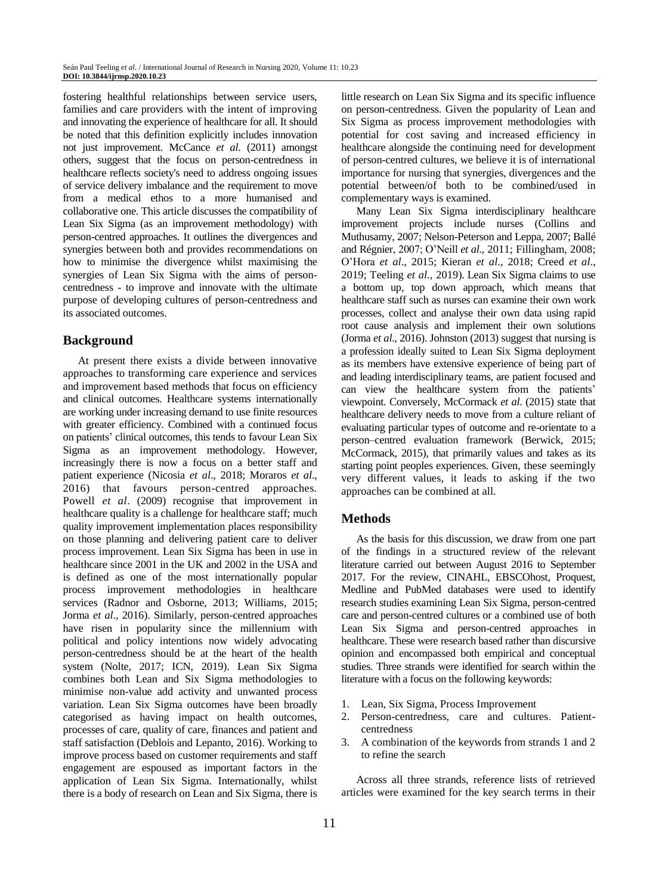fostering healthful relationships between service users, families and care providers with the intent of improving and innovating the experience of healthcare for all. It should be noted that this definition explicitly includes innovation not just improvement. McCance *et al.* (2011) amongst others, suggest that the focus on person-centredness in healthcare reflects society's need to address ongoing issues of service delivery imbalance and the requirement to move from a medical ethos to a more humanised and collaborative one. This article discusses the compatibility of Lean Six Sigma (as an improvement methodology) with person-centred approaches. It outlines the divergences and synergies between both and provides recommendations on how to minimise the divergence whilst maximising the synergies of Lean Six Sigma with the aims of person-centredness - to improve and innovate with the ultimate purpose of developing cultures of person-centredness and its associated outcomes.

## Background

At present there exists a divide between innovative approaches to transforming care experience and services and improvement based methods that focus on efficiency and clinical outcomes. Healthcare systems internationally are working under increasing demand to use finite resources with greater efficiency. Combined with a continued focus on patients' clinical outcomes, this tends to favour Lean Six Sigma as an improvement methodology. However, increasingly there is now a focus on a better staff and patient experience (Nicosia *et al*., 2018; Moraros *et al*., 2016) that favours person-centred approaches. Powell *et al*. (2009) recognise that improvement in healthcare quality is a challenge for healthcare staff; much quality improvement implementation places responsibility on those planning and delivering patient care to deliver process improvement. Lean Six Sigma has been in use in healthcare since 2001 in the UK and 2002 in the USA and is defined as one of the most internationally popular process improvement methodologies in healthcare services (Radnor and Osborne, 2013; Williams, 2015; Jorma *et al*., 2016). Similarly, person-centred approaches have risen in popularity since the millennium with political and policy intentions now widely advocating person-centredness should be at the heart of the health system (Nolte, 2017; ICN, 2019). Lean Six Sigma combines both Lean and Six Sigma methodologies to minimise non-value add activity and unwanted process variation. Lean Six Sigma outcomes have been broadly categorised as having impact on health outcomes, processes of care, quality of care, finances and patient and staff satisfaction (Deblois and Lepanto, 2016). Working to improve process based on customer requirements and staff engagement are espoused as important factors in the application of Lean Six Sigma. Internationally, whilst there is a body of research on Lean and Six Sigma, there is little research on Lean Six Sigma and its specific influence on person-centredness. Given the popularity of Lean and Six Sigma as process improvement methodologies with potential for cost saving and increased efficiency in healthcare alongside the continuing need for development of person-centred cultures, we believe it is of international importance for nursing that synergies, divergences and the potential between/of both to be combined/used in complementary ways is examined.

Many Lean Six Sigma interdisciplinary healthcare improvement projects include nurses (Collins and Muthusamy, 2007; Nelson-Peterson and Leppa, 2007; Ballé and Régnier, 2007; O'Neill *et al*., 2011; Fillingham, 2008; O'Hora *et al*., 2015; Kieran *et al*., 2018; Creed *et al*., 2019; Teeling *et al.*, 2019). Lean Six Sigma claims to use a bottom up, top down approach, which means that healthcare staff such as nurses can examine their own work processes, collect and analyse their own data using rapid root cause analysis and implement their own solutions (Jorma *et al*., 2016). Johnston (2013) suggest that nursing is a profession ideally suited to Lean Six Sigma deployment as its members have extensive experience of being part of and leading interdisciplinary teams, are patient focused and can view the healthcare system from the patients' viewpoint. Conversely, McCormack *et al.* (2015) state that healthcare delivery needs to move from a culture reliant of evaluating particular types of outcome and re-orientate to a person–centred evaluation framework (Berwick, 2015; McCormack, 2015), that primarily values and takes as its starting point peoples experiences. Given, these seemingly very different values, it leads to asking if the two approaches can be combined at all.

## Methods

As the basis for this discussion, we draw from one part of the findings in a structured review of the relevant literature carried out between August 2016 to September 2017. For the review, CINAHL, EBSCOhost, Proquest, Medline and PubMed databases were used to identify research studies examining Lean Six Sigma, person-centred care and person-centred cultures or a combined use of both Lean Six Sigma and person-centred approaches in healthcare. These were research based rather than discursive opinion and encompassed both empirical and conceptual studies. Three strands were identified for search within the literature with a focus on the following keywords:

1. Lean, Six Sigma, Process Improvement
2. Person-centredness, care and cultures. Patient-centredness
3. A combination of the keywords from strands 1 and 2 to refine the search

Across all three strands, reference lists of retrieved articles were examined for the key search terms in their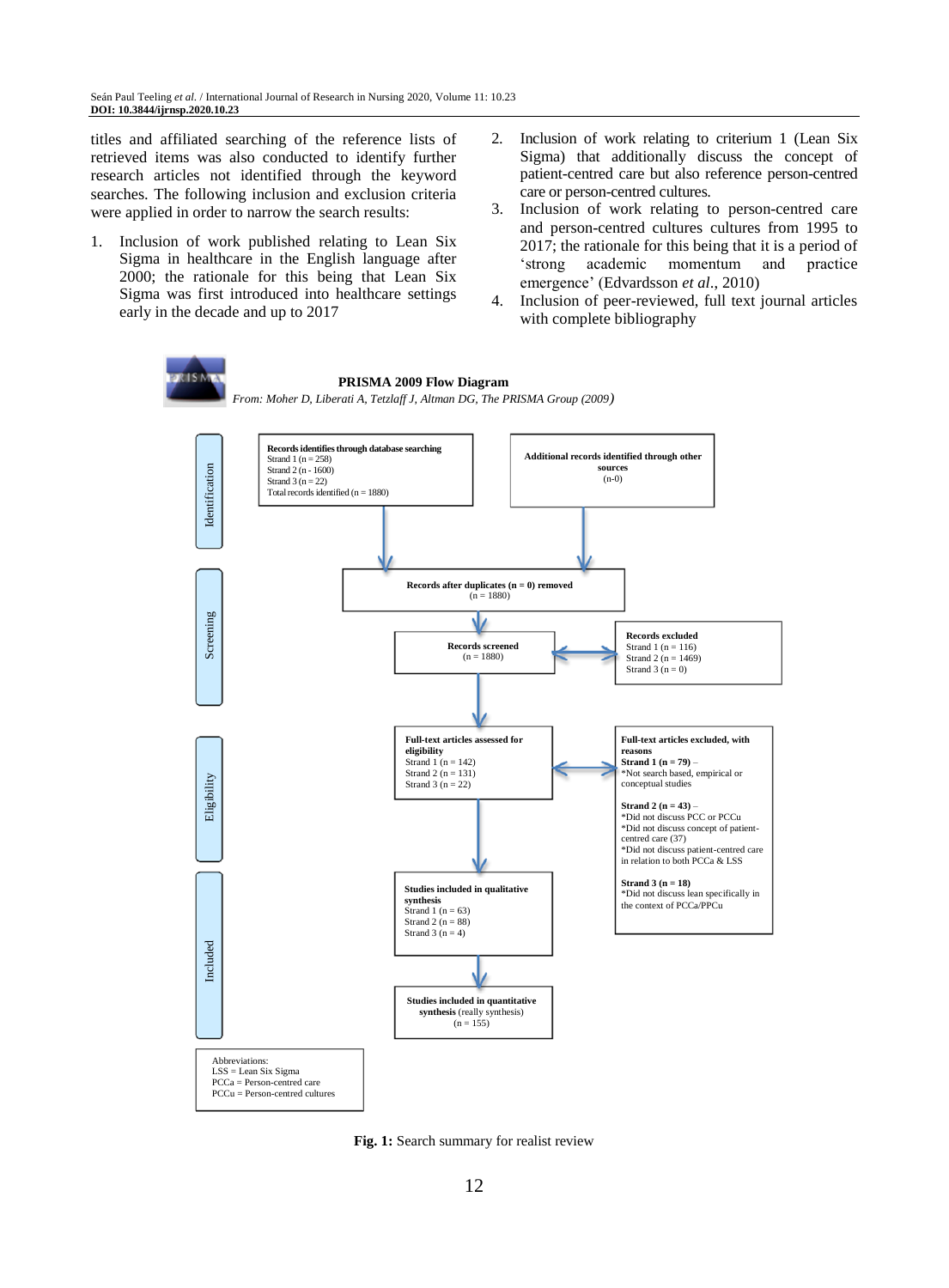titles and affiliated searching of the reference lists of retrieved items was also conducted to identify further research articles not identified through the keyword searches. The following inclusion and exclusion criteria were applied in order to narrow the search results:

1. Inclusion of work published relating to Lean Six Sigma in healthcare in the English language after 2000; the rationale for this being that Lean Six Sigma was first introduced into healthcare settings early in the decade and up to 2017
2. Inclusion of work relating to criterium 1 (Lean Six Sigma) that additionally discuss the concept of patient-centred care but also reference person-centred care or person-centred cultures.
3. Inclusion of work relating to person-centred care and person-centred cultures cultures from 1995 to 2017; the rationale for this being that it is a period of 'strong academic momentum and practice emergence' (Edvardsson *et al.*, 2010)
4. Inclusion of peer-reviewed, full text journal articles with complete bibliography

**PRISMA 2009 Flow Diagram**

*From: Moher D, Liberati A, Tetzlaff J, Altman DG, The PRISMA Group (2009)*

**Identification**

**Records identifies through database searching**
Strand 1 (n = 258)
Strand 2 (n - 1600)
Strand 3 (n = 22)
Total records identified (n = 1880)

**Additional records identified through other sources**
(n-0)

**Screening**

**Records after duplicates (n = 0) removed**
(n = 1880)

**Records screened**
(n = 1880)

**Records excluded**
Strand 1 (n = 116)
Strand 2 (n = 1469)
Strand 3 (n = 0)

**Eligibility**

**Full-text articles assessed for eligibility**
Strand 1 (n = 142)
Strand 2 (n = 131)
Strand 3 (n = 22)

**Full-text articles excluded, with reasons**
**Strand 1 (n = 79)** –
*Not search based, empirical or conceptual studies

**Strand 2 (n = 43)** –
*Did not discuss PCC or PCCu
*Did not discuss concept of patient-centred care (37)
*Did not discuss patient-centred care in relation to both PCCa & LSS

**Strand 3 (n = 18)**
*Did not discuss lean specifically in the context of PCCa/PPCu

**Included**

**Studies included in qualitative synthesis**
Strand 1 (n = 63)
Strand 2 (n = 88)
Strand 3 (n = 4)

**Studies included in quantitative synthesis** (really synthesis)
(n = 155)

Abbreviations:
LSS = Lean Six Sigma
PCCa = Person-centred care
PCCu = Person-centred cultures

**Fig. 1:** Search summary for realist review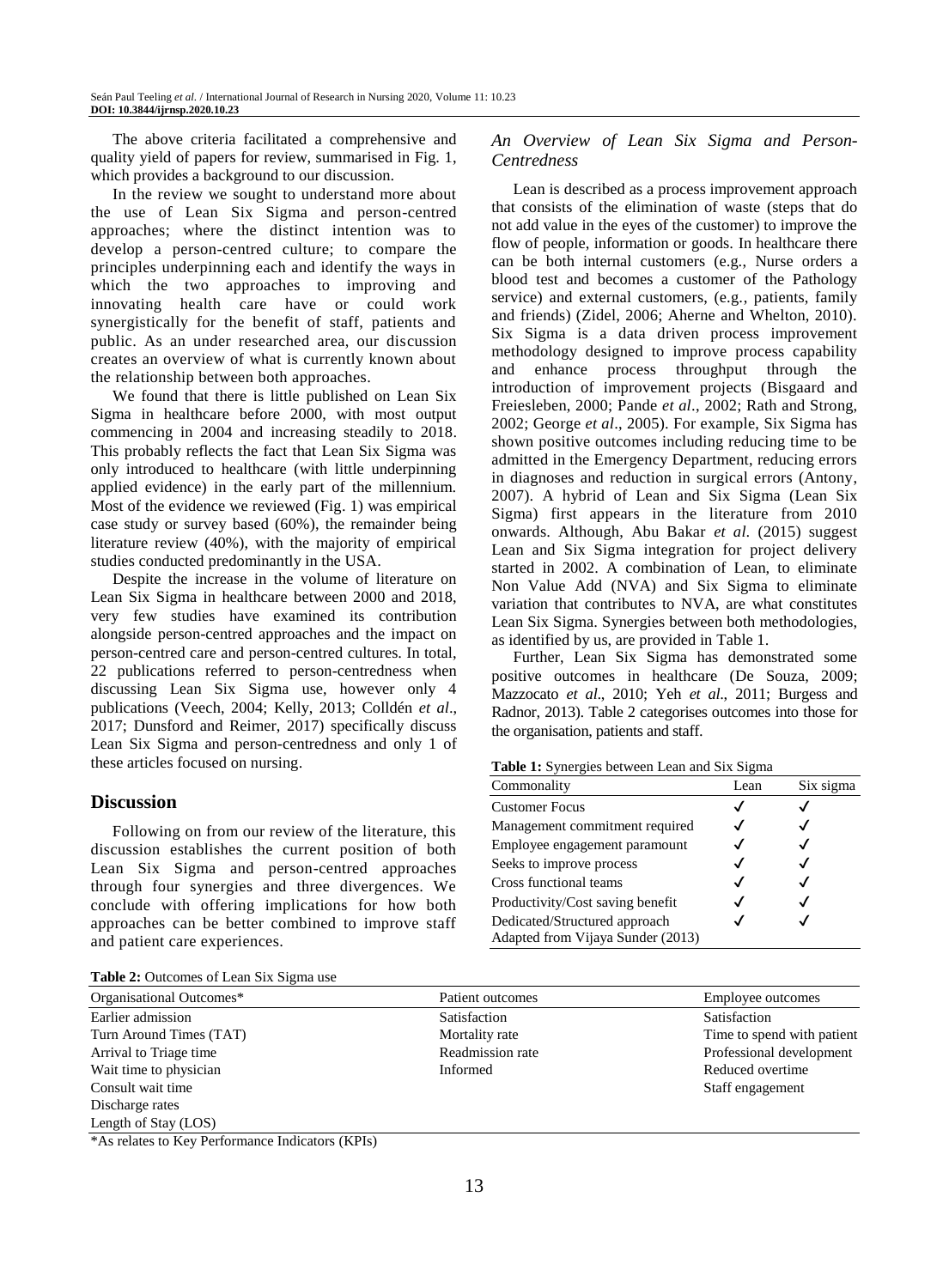The above criteria facilitated a comprehensive and quality yield of papers for review, summarised in Fig. 1, which provides a background to our discussion.

In the review we sought to understand more about the use of Lean Six Sigma and person-centred approaches; where the distinct intention was to develop a person-centred culture; to compare the principles underpinning each and identify the ways in which the two approaches to improving and innovating health care have or could work synergistically for the benefit of staff, patients and public. As an under researched area, our discussion creates an overview of what is currently known about the relationship between both approaches.

We found that there is little published on Lean Six Sigma in healthcare before 2000, with most output commencing in 2004 and increasing steadily to 2018. This probably reflects the fact that Lean Six Sigma was only introduced to healthcare (with little underpinning applied evidence) in the early part of the millennium. Most of the evidence we reviewed (Fig. 1) was empirical case study or survey based (60%), the remainder being literature review (40%), with the majority of empirical studies conducted predominantly in the USA.

Despite the increase in the volume of literature on Lean Six Sigma in healthcare between 2000 and 2018, very few studies have examined its contribution alongside person-centred approaches and the impact on person-centred care and person-centred cultures. In total, 22 publications referred to person-centredness when discussing Lean Six Sigma use, however only 4 publications (Veech, 2004; Kelly, 2013; Colldén *et al*., 2017; Dunsford and Reimer, 2017) specifically discuss Lean Six Sigma and person-centredness and only 1 of these articles focused on nursing.

## Discussion

Following on from our review of the literature, this discussion establishes the current position of both Lean Six Sigma and person-centred approaches through four synergies and three divergences. We conclude with offering implications for how both approaches can be better combined to improve staff and patient care experiences.

### *An Overview of Lean Six Sigma and Person-Centredness*

Lean is described as a process improvement approach that consists of the elimination of waste (steps that do not add value in the eyes of the customer) to improve the flow of people, information or goods. In healthcare there can be both internal customers (e.g., Nurse orders a blood test and becomes a customer of the Pathology service) and external customers, (e.g., patients, family and friends) (Zidel, 2006; Aherne and Whelton, 2010). Six Sigma is a data driven process improvement methodology designed to improve process capability and enhance process throughput through the introduction of improvement projects (Bisgaard and Freiesleben, 2000; Pande *et al*., 2002; Rath and Strong, 2002; George *et al*., 2005). For example, Six Sigma has shown positive outcomes including reducing time to be admitted in the Emergency Department, reducing errors in diagnoses and reduction in surgical errors (Antony, 2007). A hybrid of Lean and Six Sigma (Lean Six Sigma) first appears in the literature from 2010 onwards. Although, Abu Bakar *et al*. (2015) suggest Lean and Six Sigma integration for project delivery started in 2002. A combination of Lean, to eliminate Non Value Add (NVA) and Six Sigma to eliminate variation that contributes to NVA, are what constitutes Lean Six Sigma. Synergies between both methodologies, as identified by us, are provided in Table 1.

Further, Lean Six Sigma has demonstrated some positive outcomes in healthcare (De Souza, 2009; Mazzocato *et al*., 2010; Yeh *et al*., 2011; Burgess and Radnor, 2013). Table 2 categorises outcomes into those for the organisation, patients and staff.

**Table 1:** Synergies between Lean and Six Sigma

| Commonality | Lean | Six sigma |
|---|---|---|
| Customer Focus | ✓ | ✓ |
| Management commitment required | ✓ | ✓ |
| Employee engagement paramount | ✓ | ✓ |
| Seeks to improve process | ✓ | ✓ |
| Cross functional teams | ✓ | ✓ |
| Productivity/Cost saving benefit | ✓ | ✓ |
| Dedicated/Structured approach | ✓ | ✓ |

Adapted from Vijaya Sunder (2013)

**Table 2:** Outcomes of Lean Six Sigma use

| Organisational Outcomes* | Patient outcomes | Employee outcomes |
|---|---|---|
| Earlier admission | Satisfaction | Satisfaction |
| Turn Around Times (TAT) | Mortality rate | Time to spend with patient |
| Arrival to Triage time | Readmission rate | Professional development |
| Wait time to physician | Informed | Reduced overtime |
| Consult wait time | | Staff engagement |
| Discharge rates | | |
| Length of Stay (LOS) | | |

*As relates to Key Performance Indicators (KPIs)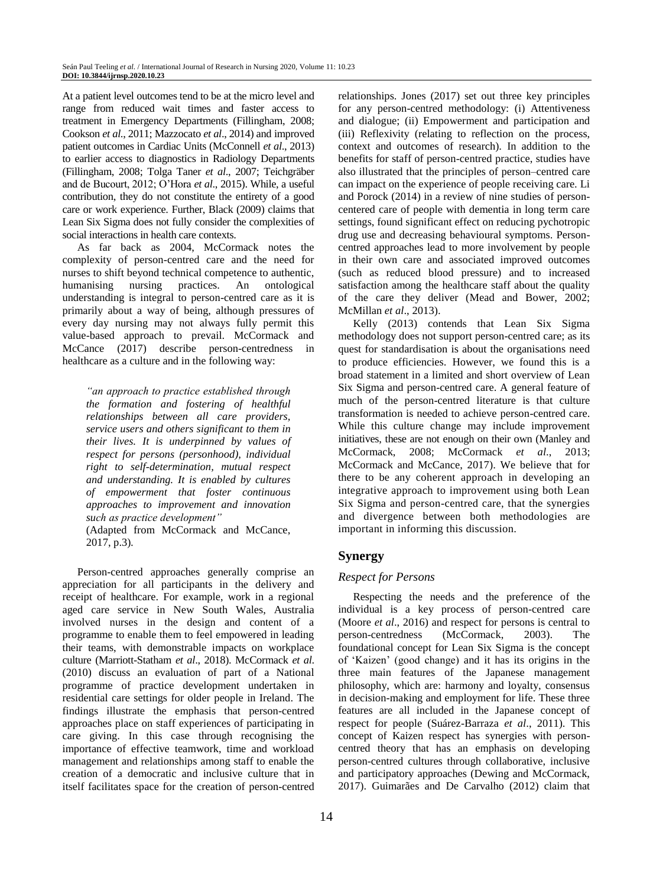At a patient level outcomes tend to be at the micro level and range from reduced wait times and faster access to treatment in Emergency Departments (Fillingham, 2008; Cookson *et al*., 2011; Mazzocato *et al*., 2014) and improved patient outcomes in Cardiac Units (McConnell *et al*., 2013) to earlier access to diagnostics in Radiology Departments (Fillingham, 2008; Tolga Taner *et al*., 2007; Teichgräber and de Bucourt, 2012; O'Hora *et al*., 2015). While, a useful contribution, they do not constitute the entirety of a good care or work experience. Further, Black (2009) claims that Lean Six Sigma does not fully consider the complexities of social interactions in health care contexts.

As far back as 2004, McCormack notes the complexity of person-centred care and the need for nurses to shift beyond technical competence to authentic, humanising nursing practices. An ontological understanding is integral to person-centred care as it is primarily about a way of being, although pressures of every day nursing may not always fully permit this value-based approach to prevail. McCormack and McCance (2017) describe person-centredness in healthcare as a culture and in the following way:

> *"an approach to practice established through the formation and fostering of healthful relationships between all care providers, service users and others significant to them in their lives. It is underpinned by values of respect for persons (personhood), individual right to self-determination, mutual respect and understanding. It is enabled by cultures of empowerment that foster continuous approaches to improvement and innovation such as practice development"*
> (Adapted from McCormack and McCance, 2017, p.3).

Person-centred approaches generally comprise an appreciation for all participants in the delivery and receipt of healthcare. For example, work in a regional aged care service in New South Wales, Australia involved nurses in the design and content of a programme to enable them to feel empowered in leading their teams, with demonstrable impacts on workplace culture (Marriott-Statham *et al*., 2018). McCormack *et al.* (2010) discuss an evaluation of part of a National programme of practice development undertaken in residential care settings for older people in Ireland. The findings illustrate the emphasis that person-centred approaches place on staff experiences of participating in care giving. In this case through recognising the importance of effective teamwork, time and workload management and relationships among staff to enable the creation of a democratic and inclusive culture that in itself facilitates space for the creation of person-centred relationships. Jones (2017) set out three key principles for any person-centred methodology: (i) Attentiveness and dialogue; (ii) Empowerment and participation and (iii) Reflexivity (relating to reflection on the process, context and outcomes of research). In addition to the benefits for staff of person-centred practice, studies have also illustrated that the principles of person–centred care can impact on the experience of people receiving care. Li and Porock (2014) in a review of nine studies of person-centered care of people with dementia in long term care settings, found significant effect on reducing pychotropic drug use and decreasing behavioural symptoms. Person-centred approaches lead to more involvement by people in their own care and associated improved outcomes (such as reduced blood pressure) and to increased satisfaction among the healthcare staff about the quality of the care they deliver (Mead and Bower, 2002; McMillan *et al*., 2013).

Kelly (2013) contends that Lean Six Sigma methodology does not support person-centred care; as its quest for standardisation is about the organisations need to produce efficiencies. However, we found this is a broad statement in a limited and short overview of Lean Six Sigma and person-centred care. A general feature of much of the person-centred literature is that culture transformation is needed to achieve person-centred care. While this culture change may include improvement initiatives, these are not enough on their own (Manley and McCormack, 2008; McCormack *et al*., 2013; McCormack and McCance, 2017). We believe that for there to be any coherent approach in developing an integrative approach to improvement using both Lean Six Sigma and person-centred care, that the synergies and divergence between both methodologies are important in informing this discussion.

## Synergy

### *Respect for Persons*

Respecting the needs and the preference of the individual is a key process of person-centred care (Moore *et al*., 2016) and respect for persons is central to person-centredness (McCormack, 2003). The foundational concept for Lean Six Sigma is the concept of 'Kaizen' (good change) and it has its origins in the three main features of the Japanese management philosophy, which are: harmony and loyalty, consensus in decision-making and employment for life. These three features are all included in the Japanese concept of respect for people (Suárez-Barraza *et al*., 2011). This concept of Kaizen respect has synergies with person-centred theory that has an emphasis on developing person-centred cultures through collaborative, inclusive and participatory approaches (Dewing and McCormack, 2017). Guimarães and De Carvalho (2012) claim that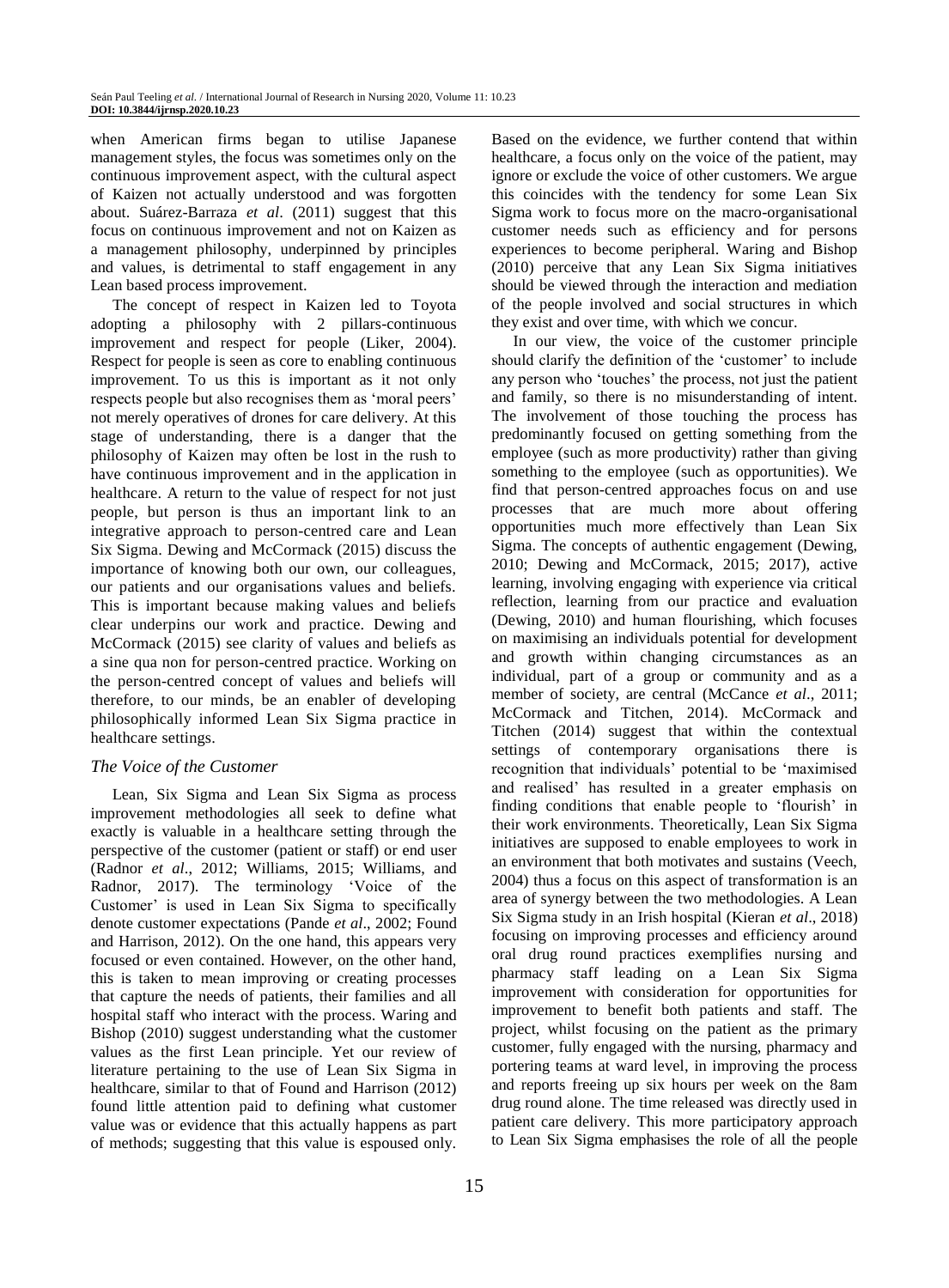when American firms began to utilise Japanese management styles, the focus was sometimes only on the continuous improvement aspect, with the cultural aspect of Kaizen not actually understood and was forgotten about. Suárez-Barraza *et al*. (2011) suggest that this focus on continuous improvement and not on Kaizen as a management philosophy, underpinned by principles and values, is detrimental to staff engagement in any Lean based process improvement.

The concept of respect in Kaizen led to Toyota adopting a philosophy with 2 pillars-continuous improvement and respect for people (Liker, 2004). Respect for people is seen as core to enabling continuous improvement. To us this is important as it not only respects people but also recognises them as 'moral peers' not merely operatives of drones for care delivery. At this stage of understanding, there is a danger that the philosophy of Kaizen may often be lost in the rush to have continuous improvement and in the application in healthcare. A return to the value of respect for not just people, but person is thus an important link to an integrative approach to person-centred care and Lean Six Sigma. Dewing and McCormack (2015) discuss the importance of knowing both our own, our colleagues, our patients and our organisations values and beliefs. This is important because making values and beliefs clear underpins our work and practice. Dewing and McCormack (2015) see clarity of values and beliefs as a sine qua non for person-centred practice. Working on the person-centred concept of values and beliefs will therefore, to our minds, be an enabler of developing philosophically informed Lean Six Sigma practice in healthcare settings.

### *The Voice of the Customer*

Lean, Six Sigma and Lean Six Sigma as process improvement methodologies all seek to define what exactly is valuable in a healthcare setting through the perspective of the customer (patient or staff) or end user (Radnor *et al*., 2012; Williams, 2015; Williams, and Radnor, 2017). The terminology 'Voice of the Customer' is used in Lean Six Sigma to specifically denote customer expectations (Pande *et al*., 2002; Found and Harrison, 2012). On the one hand, this appears very focused or even contained. However, on the other hand, this is taken to mean improving or creating processes that capture the needs of patients, their families and all hospital staff who interact with the process. Waring and Bishop (2010) suggest understanding what the customer values as the first Lean principle. Yet our review of literature pertaining to the use of Lean Six Sigma in healthcare, similar to that of Found and Harrison (2012) found little attention paid to defining what customer value was or evidence that this actually happens as part of methods; suggesting that this value is espoused only. Based on the evidence, we further contend that within healthcare, a focus only on the voice of the patient, may ignore or exclude the voice of other customers. We argue this coincides with the tendency for some Lean Six Sigma work to focus more on the macro-organisational customer needs such as efficiency and for persons experiences to become peripheral. Waring and Bishop (2010) perceive that any Lean Six Sigma initiatives should be viewed through the interaction and mediation of the people involved and social structures in which they exist and over time, with which we concur.

In our view, the voice of the customer principle should clarify the definition of the 'customer' to include any person who 'touches' the process, not just the patient and family, so there is no misunderstanding of intent. The involvement of those touching the process has predominantly focused on getting something from the employee (such as more productivity) rather than giving something to the employee (such as opportunities). We find that person-centred approaches focus on and use processes that are much more about offering opportunities much more effectively than Lean Six Sigma. The concepts of authentic engagement (Dewing, 2010; Dewing and McCormack, 2015; 2017), active learning, involving engaging with experience via critical reflection, learning from our practice and evaluation (Dewing, 2010) and human flourishing, which focuses on maximising an individuals potential for development and growth within changing circumstances as an individual, part of a group or community and as a member of society, are central (McCance *et al*., 2011; McCormack and Titchen, 2014). McCormack and Titchen (2014) suggest that within the contextual settings of contemporary organisations there is recognition that individuals' potential to be 'maximised and realised' has resulted in a greater emphasis on finding conditions that enable people to 'flourish' in their work environments. Theoretically, Lean Six Sigma initiatives are supposed to enable employees to work in an environment that both motivates and sustains (Veech, 2004) thus a focus on this aspect of transformation is an area of synergy between the two methodologies. A Lean Six Sigma study in an Irish hospital (Kieran *et al*., 2018) focusing on improving processes and efficiency around oral drug round practices exemplifies nursing and pharmacy staff leading on a Lean Six Sigma improvement with consideration for opportunities for improvement to benefit both patients and staff. The project, whilst focusing on the patient as the primary customer, fully engaged with the nursing, pharmacy and portering teams at ward level, in improving the process and reports freeing up six hours per week on the 8am drug round alone. The time released was directly used in patient care delivery. This more participatory approach to Lean Six Sigma emphasises the role of all the people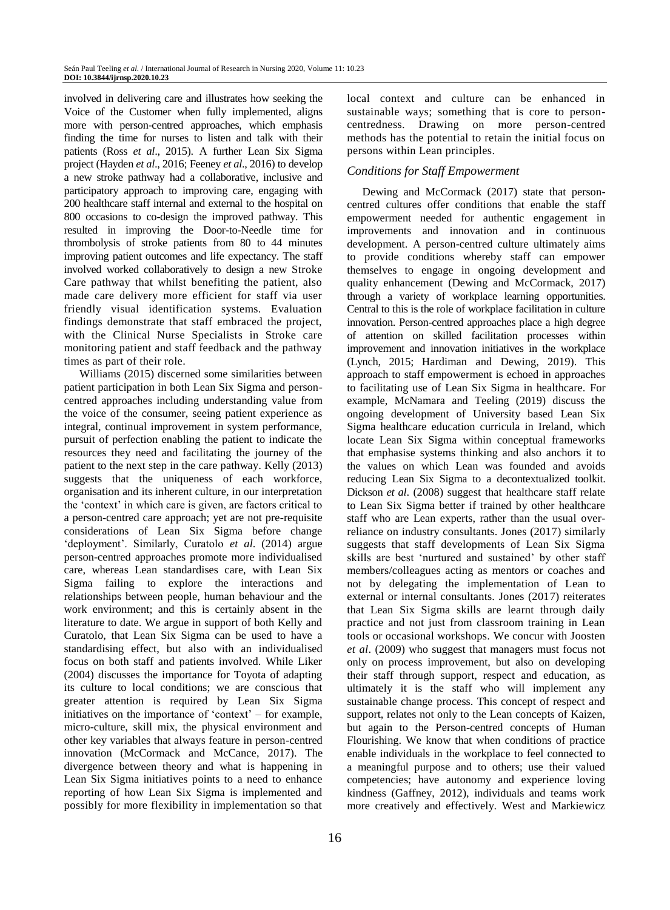involved in delivering care and illustrates how seeking the Voice of the Customer when fully implemented, aligns more with person-centred approaches, which emphasis finding the time for nurses to listen and talk with their patients (Ross *et al*., 2015). A further Lean Six Sigma project (Hayden *et al*., 2016; Feeney *et al*., 2016) to develop a new stroke pathway had a collaborative, inclusive and participatory approach to improving care, engaging with 200 healthcare staff internal and external to the hospital on 800 occasions to co-design the improved pathway. This resulted in improving the Door-to-Needle time for thrombolysis of stroke patients from 80 to 44 minutes improving patient outcomes and life expectancy. The staff involved worked collaboratively to design a new Stroke Care pathway that whilst benefiting the patient, also made care delivery more efficient for staff via user friendly visual identification systems. Evaluation findings demonstrate that staff embraced the project, with the Clinical Nurse Specialists in Stroke care monitoring patient and staff feedback and the pathway times as part of their role.

Williams (2015) discerned some similarities between patient participation in both Lean Six Sigma and person-centred approaches including understanding value from the voice of the consumer, seeing patient experience as integral, continual improvement in system performance, pursuit of perfection enabling the patient to indicate the resources they need and facilitating the journey of the patient to the next step in the care pathway. Kelly (2013) suggests that the uniqueness of each workforce, organisation and its inherent culture, in our interpretation the 'context' in which care is given, are factors critical to a person-centred care approach; yet are not pre-requisite considerations of Lean Six Sigma before change 'deployment'. Similarly, Curatolo *et al.* (2014) argue person-centred approaches promote more individualised care, whereas Lean standardises care, with Lean Six Sigma failing to explore the interactions and relationships between people, human behaviour and the work environment; and this is certainly absent in the literature to date. We argue in support of both Kelly and Curatolo, that Lean Six Sigma can be used to have a standardising effect, but also with an individualised focus on both staff and patients involved. While Liker (2004) discusses the importance for Toyota of adapting its culture to local conditions; we are conscious that greater attention is required by Lean Six Sigma initiatives on the importance of 'context' – for example, micro-culture, skill mix, the physical environment and other key variables that always feature in person-centred innovation (McCormack and McCance, 2017). The divergence between theory and what is happening in Lean Six Sigma initiatives points to a need to enhance reporting of how Lean Six Sigma is implemented and possibly for more flexibility in implementation so that local context and culture can be enhanced in sustainable ways; something that is core to person-centredness. Drawing on more person-centred methods has the potential to retain the initial focus on persons within Lean principles.

### *Conditions for Staff Empowerment*

Dewing and McCormack (2017) state that person-centred cultures offer conditions that enable the staff empowerment needed for authentic engagement in improvements and innovation and in continuous development. A person-centred culture ultimately aims to provide conditions whereby staff can empower themselves to engage in ongoing development and quality enhancement (Dewing and McCormack, 2017) through a variety of workplace learning opportunities. Central to this is the role of workplace facilitation in culture innovation. Person-centred approaches place a high degree of attention on skilled facilitation processes within improvement and innovation initiatives in the workplace (Lynch, 2015; Hardiman and Dewing, 2019). This approach to staff empowerment is echoed in approaches to facilitating use of Lean Six Sigma in healthcare. For example, McNamara and Teeling (2019) discuss the ongoing development of University based Lean Six Sigma healthcare education curricula in Ireland, which locate Lean Six Sigma within conceptual frameworks that emphasise systems thinking and also anchors it to the values on which Lean was founded and avoids reducing Lean Six Sigma to a decontextualized toolkit. Dickson *et al.* (2008) suggest that healthcare staff relate to Lean Six Sigma better if trained by other healthcare staff who are Lean experts, rather than the usual over-reliance on industry consultants. Jones (2017) similarly suggests that staff developments of Lean Six Sigma skills are best 'nurtured and sustained' by other staff members/colleagues acting as mentors or coaches and not by delegating the implementation of Lean to external or internal consultants. Jones (2017) reiterates that Lean Six Sigma skills are learnt through daily practice and not just from classroom training in Lean tools or occasional workshops. We concur with Joosten *et al*. (2009) who suggest that managers must focus not only on process improvement, but also on developing their staff through support, respect and education, as ultimately it is the staff who will implement any sustainable change process. This concept of respect and support, relates not only to the Lean concepts of Kaizen, but again to the Person-centred concepts of Human Flourishing. We know that when conditions of practice enable individuals in the workplace to feel connected to a meaningful purpose and to others; use their valued competencies; have autonomy and experience loving kindness (Gaffney, 2012), individuals and teams work more creatively and effectively. West and Markiewicz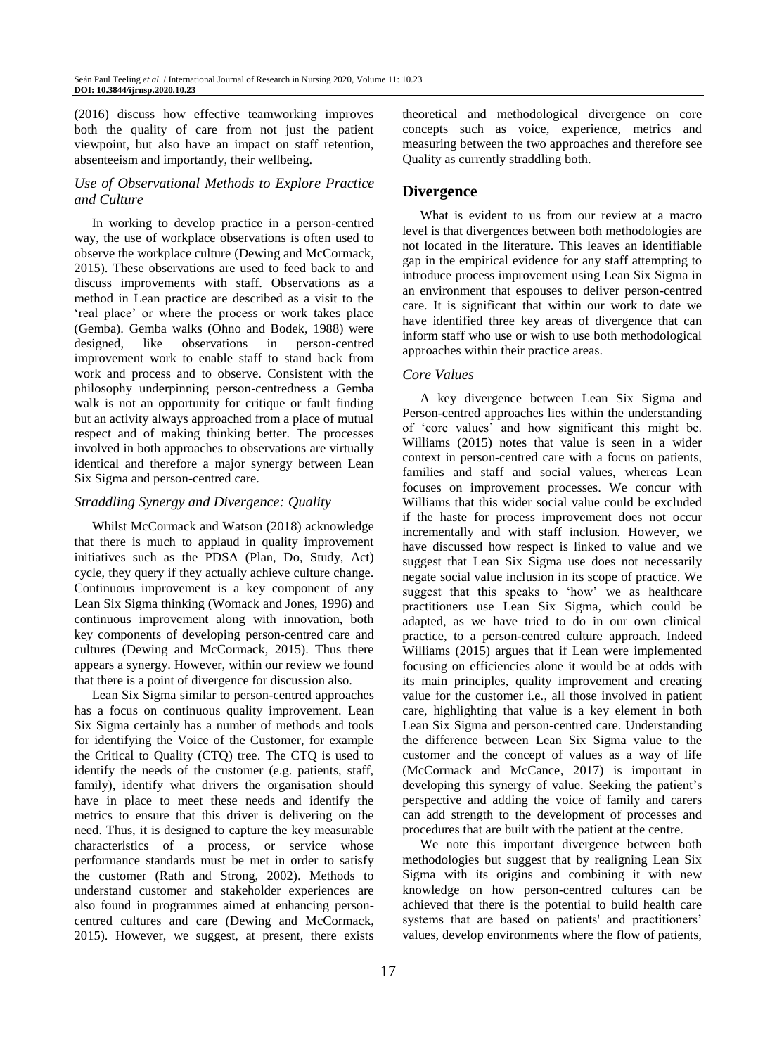(2016) discuss how effective teamworking improves both the quality of care from not just the patient viewpoint, but also have an impact on staff retention, absenteeism and importantly, their wellbeing.

### *Use of Observational Methods to Explore Practice and Culture*

In working to develop practice in a person-centred way, the use of workplace observations is often used to observe the workplace culture (Dewing and McCormack, 2015). These observations are used to feed back to and discuss improvements with staff. Observations as a method in Lean practice are described as a visit to the 'real place' or where the process or work takes place (Gemba). Gemba walks (Ohno and Bodek, 1988) were designed, like observations in person-centred improvement work to enable staff to stand back from work and process and to observe. Consistent with the philosophy underpinning person-centredness a Gemba walk is not an opportunity for critique or fault finding but an activity always approached from a place of mutual respect and of making thinking better. The processes involved in both approaches to observations are virtually identical and therefore a major synergy between Lean Six Sigma and person-centred care.

### *Straddling Synergy and Divergence: Quality*

Whilst McCormack and Watson (2018) acknowledge that there is much to applaud in quality improvement initiatives such as the PDSA (Plan, Do, Study, Act) cycle, they query if they actually achieve culture change. Continuous improvement is a key component of any Lean Six Sigma thinking (Womack and Jones, 1996) and continuous improvement along with innovation, both key components of developing person-centred care and cultures (Dewing and McCormack, 2015). Thus there appears a synergy. However, within our review we found that there is a point of divergence for discussion also.

Lean Six Sigma similar to person-centred approaches has a focus on continuous quality improvement. Lean Six Sigma certainly has a number of methods and tools for identifying the Voice of the Customer, for example the Critical to Quality (CTQ) tree. The CTQ is used to identify the needs of the customer (e.g. patients, staff, family), identify what drivers the organisation should have in place to meet these needs and identify the metrics to ensure that this driver is delivering on the need. Thus, it is designed to capture the key measurable characteristics of a process, or service whose performance standards must be met in order to satisfy the customer (Rath and Strong, 2002). Methods to understand customer and stakeholder experiences are also found in programmes aimed at enhancing person-centred cultures and care (Dewing and McCormack, 2015). However, we suggest, at present, there exists theoretical and methodological divergence on core concepts such as voice, experience, metrics and measuring between the two approaches and therefore see Quality as currently straddling both.

## Divergence

What is evident to us from our review at a macro level is that divergences between both methodologies are not located in the literature. This leaves an identifiable gap in the empirical evidence for any staff attempting to introduce process improvement using Lean Six Sigma in an environment that espouses to deliver person-centred care. It is significant that within our work to date we have identified three key areas of divergence that can inform staff who use or wish to use both methodological approaches within their practice areas.

### *Core Values*

A key divergence between Lean Six Sigma and Person-centred approaches lies within the understanding of 'core values' and how significant this might be. Williams (2015) notes that value is seen in a wider context in person-centred care with a focus on patients, families and staff and social values, whereas Lean focuses on improvement processes. We concur with Williams that this wider social value could be excluded if the haste for process improvement does not occur incrementally and with staff inclusion. However, we have discussed how respect is linked to value and we suggest that Lean Six Sigma use does not necessarily negate social value inclusion in its scope of practice. We suggest that this speaks to 'how' we as healthcare practitioners use Lean Six Sigma, which could be adapted, as we have tried to do in our own clinical practice, to a person-centred culture approach. Indeed Williams (2015) argues that if Lean were implemented focusing on efficiencies alone it would be at odds with its main principles, quality improvement and creating value for the customer i.e., all those involved in patient care, highlighting that value is a key element in both Lean Six Sigma and person-centred care. Understanding the difference between Lean Six Sigma value to the customer and the concept of values as a way of life (McCormack and McCance, 2017) is important in developing this synergy of value. Seeking the patient's perspective and adding the voice of family and carers can add strength to the development of processes and procedures that are built with the patient at the centre.

We note this important divergence between both methodologies but suggest that by realigning Lean Six Sigma with its origins and combining it with new knowledge on how person-centred cultures can be achieved that there is the potential to build health care systems that are based on patients' and practitioners' values, develop environments where the flow of patients,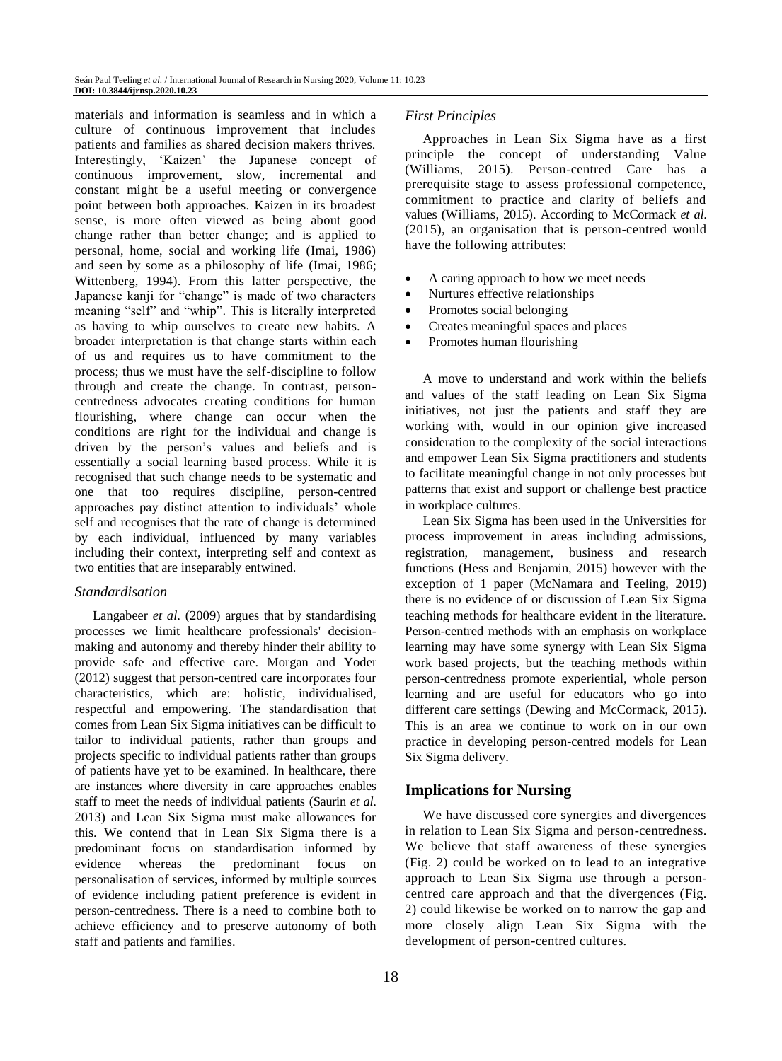materials and information is seamless and in which a culture of continuous improvement that includes patients and families as shared decision makers thrives. Interestingly, 'Kaizen' the Japanese concept of continuous improvement, slow, incremental and constant might be a useful meeting or convergence point between both approaches. Kaizen in its broadest sense, is more often viewed as being about good change rather than better change; and is applied to personal, home, social and working life (Imai, 1986) and seen by some as a philosophy of life (Imai, 1986; Wittenberg, 1994). From this latter perspective, the Japanese kanji for "change" is made of two characters meaning "self" and "whip". This is literally interpreted as having to whip ourselves to create new habits. A broader interpretation is that change starts within each of us and requires us to have commitment to the process; thus we must have the self-discipline to follow through and create the change. In contrast, person-centredness advocates creating conditions for human flourishing, where change can occur when the conditions are right for the individual and change is driven by the person's values and beliefs and is essentially a social learning based process. While it is recognised that such change needs to be systematic and one that too requires discipline, person-centred approaches pay distinct attention to individuals' whole self and recognises that the rate of change is determined by each individual, influenced by many variables including their context, interpreting self and context as two entities that are inseparably entwined.

### *Standardisation*

Langabeer *et al.* (2009) argues that by standardising processes we limit healthcare professionals' decision-making and autonomy and thereby hinder their ability to provide safe and effective care. Morgan and Yoder (2012) suggest that person-centred care incorporates four characteristics, which are: holistic, individualised, respectful and empowering. The standardisation that comes from Lean Six Sigma initiatives can be difficult to tailor to individual patients, rather than groups and projects specific to individual patients rather than groups of patients have yet to be examined. In healthcare, there are instances where diversity in care approaches enables staff to meet the needs of individual patients (Saurin *et al.* 2013) and Lean Six Sigma must make allowances for this. We contend that in Lean Six Sigma there is a predominant focus on standardisation informed by evidence whereas the predominant focus on personalisation of services, informed by multiple sources of evidence including patient preference is evident in person-centredness. There is a need to combine both to achieve efficiency and to preserve autonomy of both staff and patients and families.

### *First Principles*

Approaches in Lean Six Sigma have as a first principle the concept of understanding Value (Williams, 2015). Person-centred Care has a prerequisite stage to assess professional competence, commitment to practice and clarity of beliefs and values (Williams, 2015). According to McCormack *et al.* (2015), an organisation that is person-centred would have the following attributes:

- A caring approach to how we meet needs
- Nurtures effective relationships
- Promotes social belonging
- Creates meaningful spaces and places
- Promotes human flourishing

A move to understand and work within the beliefs and values of the staff leading on Lean Six Sigma initiatives, not just the patients and staff they are working with, would in our opinion give increased consideration to the complexity of the social interactions and empower Lean Six Sigma practitioners and students to facilitate meaningful change in not only processes but patterns that exist and support or challenge best practice in workplace cultures.

Lean Six Sigma has been used in the Universities for process improvement in areas including admissions, registration, management, business and research functions (Hess and Benjamin, 2015) however with the exception of 1 paper (McNamara and Teeling, 2019) there is no evidence of or discussion of Lean Six Sigma teaching methods for healthcare evident in the literature. Person-centred methods with an emphasis on workplace learning may have some synergy with Lean Six Sigma work based projects, but the teaching methods within person-centredness promote experiential, whole person learning and are useful for educators who go into different care settings (Dewing and McCormack, 2015). This is an area we continue to work on in our own practice in developing person-centred models for Lean Six Sigma delivery.

## Implications for Nursing

We have discussed core synergies and divergences in relation to Lean Six Sigma and person-centredness. We believe that staff awareness of these synergies (Fig. 2) could be worked on to lead to an integrative approach to Lean Six Sigma use through a person-centred care approach and that the divergences (Fig. 2) could likewise be worked on to narrow the gap and more closely align Lean Six Sigma with the development of person-centred cultures.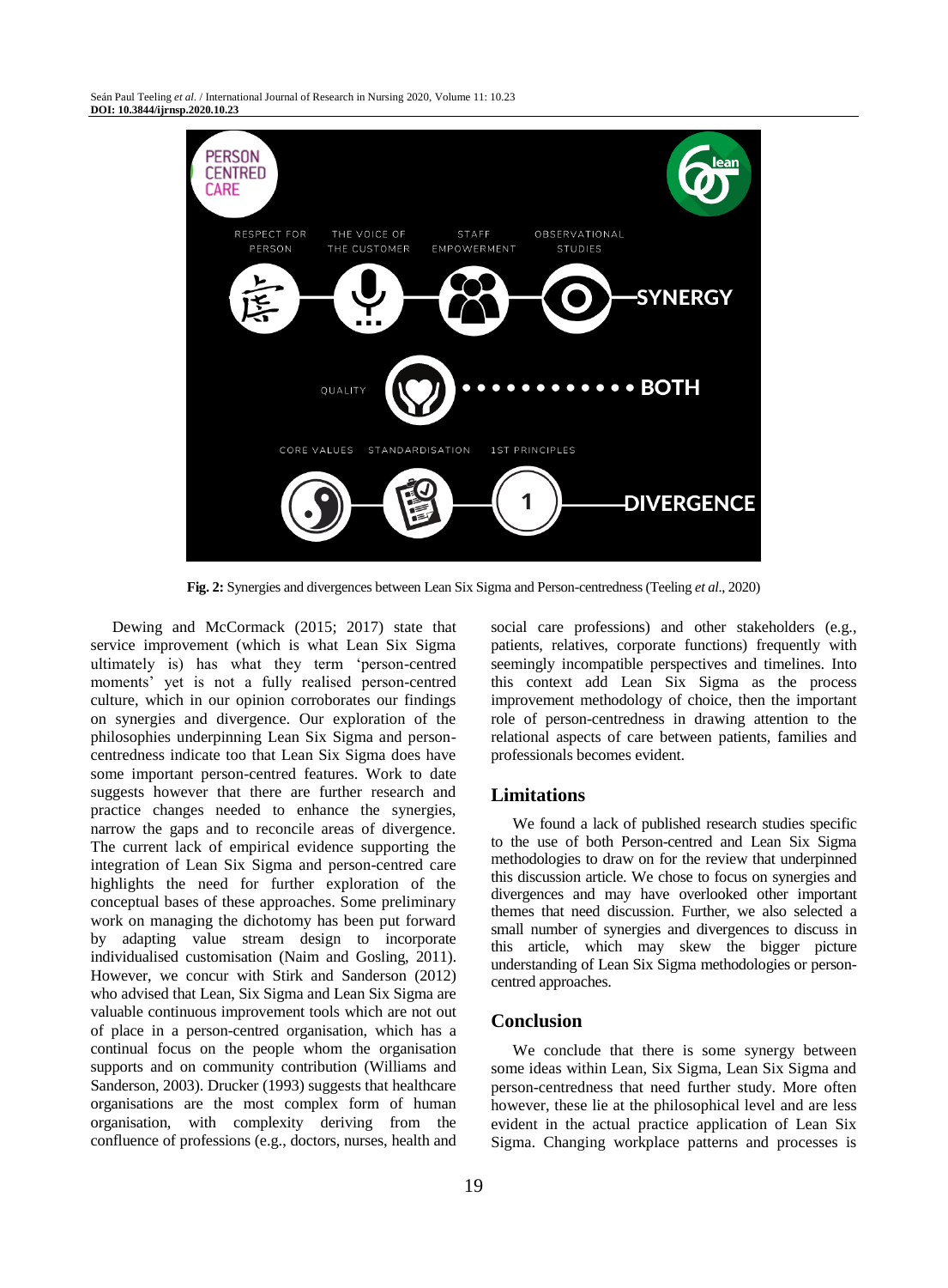**Fig. 2:** Synergies and divergences between Lean Six Sigma and Person-centredness (Teeling *et al*., 2020)

Dewing and McCormack (2015; 2017) state that service improvement (which is what Lean Six Sigma ultimately is) has what they term 'person-centred moments' yet is not a fully realised person-centred culture, which in our opinion corroborates our findings on synergies and divergence. Our exploration of the philosophies underpinning Lean Six Sigma and person-centredness indicate too that Lean Six Sigma does have some important person-centred features. Work to date suggests however that there are further research and practice changes needed to enhance the synergies, narrow the gaps and to reconcile areas of divergence. The current lack of empirical evidence supporting the integration of Lean Six Sigma and person-centred care highlights the need for further exploration of the conceptual bases of these approaches. Some preliminary work on managing the dichotomy has been put forward by adapting value stream design to incorporate individualised customisation (Naim and Gosling, 2011). However, we concur with Stirk and Sanderson (2012) who advised that Lean, Six Sigma and Lean Six Sigma are valuable continuous improvement tools which are not out of place in a person-centred organisation, which has a continual focus on the people whom the organisation supports and on community contribution (Williams and Sanderson, 2003). Drucker (1993) suggests that healthcare organisations are the most complex form of human organisation, with complexity deriving from the confluence of professions (e.g., doctors, nurses, health and social care professions) and other stakeholders (e.g., patients, relatives, corporate functions) frequently with seemingly incompatible perspectives and timelines. Into this context add Lean Six Sigma as the process improvement methodology of choice, then the important role of person-centredness in drawing attention to the relational aspects of care between patients, families and professionals becomes evident.

## Limitations

We found a lack of published research studies specific to the use of both Person-centred and Lean Six Sigma methodologies to draw on for the review that underpinned this discussion article. We chose to focus on synergies and divergences and may have overlooked other important themes that need discussion. Further, we also selected a small number of synergies and divergences to discuss in this article, which may skew the bigger picture understanding of Lean Six Sigma methodologies or person-centred approaches.

## Conclusion

We conclude that there is some synergy between some ideas within Lean, Six Sigma, Lean Six Sigma and person-centredness that need further study. More often however, these lie at the philosophical level and are less evident in the actual practice application of Lean Six Sigma. Changing workplace patterns and processes is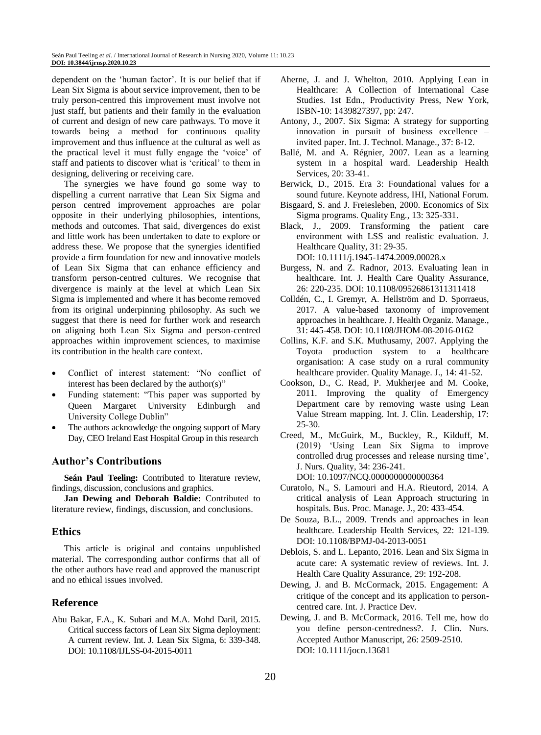dependent on the 'human factor'. It is our belief that if Lean Six Sigma is about service improvement, then to be truly person-centred this improvement must involve not just staff, but patients and their family in the evaluation of current and design of new care pathways. To move it towards being a method for continuous quality improvement and thus influence at the cultural as well as the practical level it must fully engage the 'voice' of staff and patients to discover what is 'critical' to them in designing, delivering or receiving care.

The synergies we have found go some way to dispelling a current narrative that Lean Six Sigma and person centred improvement approaches are polar opposite in their underlying philosophies, intentions, methods and outcomes. That said, divergences do exist and little work has been undertaken to date to explore or address these. We propose that the synergies identified provide a firm foundation for new and innovative models of Lean Six Sigma that can enhance efficiency and transform person-centred cultures. We recognise that divergence is mainly at the level at which Lean Six Sigma is implemented and where it has become removed from its original underpinning philosophy. As such we suggest that there is need for further work and research on aligning both Lean Six Sigma and person-centred approaches within improvement sciences, to maximise its contribution in the health care context.

- Conflict of interest statement: "No conflict of interest has been declared by the author(s)"
- Funding statement: "This paper was supported by Queen Margaret University Edinburgh and University College Dublin"
- The authors acknowledge the ongoing support of Mary Day, CEO Ireland East Hospital Group in this research

## Author's Contributions

**Seán Paul Teeling:** Contributed to literature review, findings, discussion, conclusions and graphics.

**Jan Dewing and Deborah Baldie:** Contributed to literature review, findings, discussion, and conclusions.

## Ethics

This article is original and contains unpublished material. The corresponding author confirms that all of the other authors have read and approved the manuscript and no ethical issues involved.

## Reference

Abu Bakar, F.A., K. Subari and M.A. Mohd Daril, 2015. Critical success factors of Lean Six Sigma deployment: A current review. Int. J. Lean Six Sigma, 6: 339-348. DOI: 10.1108/IJLSS-04-2015-0011

Aherne, J. and J. Whelton, 2010. Applying Lean in Healthcare: A Collection of International Case Studies. 1st Edn., Productivity Press, New York, ISBN-10: 1439827397, pp: 247.

Antony, J., 2007. Six Sigma: A strategy for supporting innovation in pursuit of business excellence – invited paper. Int. J. Technol. Manage., 37: 8-12.

Ballé, M. and A. Régnier, 2007. Lean as a learning system in a hospital ward. Leadership Health Services, 20: 33-41.

Berwick, D., 2015. Era 3: Foundational values for a sound future. Keynote address, IHI, National Forum.

Bisgaard, S. and J. Freiesleben, 2000. Economics of Six Sigma programs. Quality Eng., 13: 325-331.

Black, J., 2009. Transforming the patient care environment with LSS and realistic evaluation. J. Healthcare Quality, 31: 29-35. DOI: 10.1111/j.1945-1474.2009.00028.x

Burgess, N. and Z. Radnor, 2013. Evaluating lean in healthcare. Int. J. Health Care Quality Assurance, 26: 220-235. DOI: 10.1108/09526861311311418

Colldén, C., I. Gremyr, A. Hellström and D. Sporraeus, 2017. A value-based taxonomy of improvement approaches in healthcare. J. Health Organiz. Manage., 31: 445-458. DOI: 10.1108/JHOM-08-2016-0162

Collins, K.F. and S.K. Muthusamy, 2007. Applying the Toyota production system to a healthcare organisation: A case study on a rural community healthcare provider. Quality Manage. J., 14: 41-52.

Cookson, D., C. Read, P. Mukherjee and M. Cooke, 2011. Improving the quality of Emergency Department care by removing waste using Lean Value Stream mapping. Int. J. Clin. Leadership, 17: 25-30.

Creed, M., McGuirk, M., Buckley, R., Kilduff, M. (2019) 'Using Lean Six Sigma to improve controlled drug processes and release nursing time', J. Nurs. Quality, 34: 236-241. DOI: 10.1097/NCQ.0000000000000364

Curatolo, N., S. Lamouri and H.A. Rieutord, 2014. A critical analysis of Lean Approach structuring in hospitals. Bus. Proc. Manage. J., 20: 433-454.

De Souza, B.L., 2009. Trends and approaches in lean healthcare. Leadership Health Services, 22: 121-139. DOI: 10.1108/BPMJ-04-2013-0051

Deblois, S. and L. Lepanto, 2016. Lean and Six Sigma in acute care: A systematic review of reviews. Int. J. Health Care Quality Assurance, 29: 192-208.

Dewing, J. and B. McCormack, 2015. Engagement: A critique of the concept and its application to person-centred care. Int. J. Practice Dev.

Dewing, J. and B. McCormack, 2016. Tell me, how do you define person-centredness?. J. Clin. Nurs. Accepted Author Manuscript, 26: 2509-2510. DOI: 10.1111/jocn.13681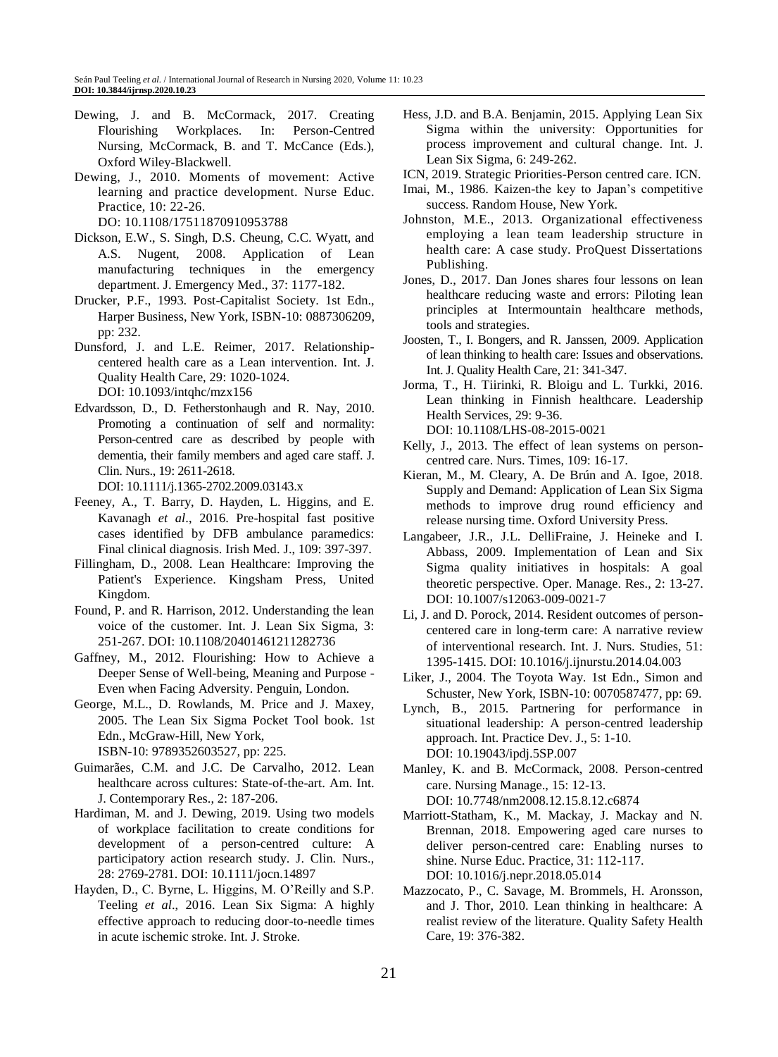Dewing, J. and B. McCormack, 2017. Creating Flourishing Workplaces. In: Person-Centred Nursing, McCormack, B. and T. McCance (Eds.), Oxford Wiley-Blackwell.

Dewing, J., 2010. Moments of movement: Active learning and practice development. Nurse Educ. Practice, 10: 22-26. DO: 10.1108/17511870910953788

Dickson, E.W., S. Singh, D.S. Cheung, C.C. Wyatt, and A.S. Nugent, 2008. Application of Lean manufacturing techniques in the emergency department. J. Emergency Med., 37: 1177-182.

Drucker, P.F., 1993. Post-Capitalist Society. 1st Edn., Harper Business, New York, ISBN-10: 0887306209, pp: 232.

Dunsford, J. and L.E. Reimer, 2017. Relationship-centered health care as a Lean intervention. Int. J. Quality Health Care, 29: 1020-1024. DOI: 10.1093/intqhc/mzx156

Edvardsson, D., D. Fetherstonhaugh and R. Nay, 2010. Promoting a continuation of self and normality: Person-centred care as described by people with dementia, their family members and aged care staff. J. Clin. Nurs., 19: 2611-2618. DOI: 10.1111/j.1365-2702.2009.03143.x

Feeney, A., T. Barry, D. Hayden, L. Higgins, and E. Kavanagh *et al*., 2016. Pre-hospital fast positive cases identified by DFB ambulance paramedics: Final clinical diagnosis. Irish Med. J., 109: 397-397.

Fillingham, D., 2008. Lean Healthcare: Improving the Patient's Experience. Kingsham Press, United Kingdom.

Found, P. and R. Harrison, 2012. Understanding the lean voice of the customer. Int. J. Lean Six Sigma, 3: 251-267. DOI: 10.1108/20401461211282736

Gaffney, M., 2012. Flourishing: How to Achieve a Deeper Sense of Well-being, Meaning and Purpose - Even when Facing Adversity. Penguin, London.

George, M.L., D. Rowlands, M. Price and J. Maxey, 2005. The Lean Six Sigma Pocket Tool book. 1st Edn., McGraw-Hill, New York, ISBN-10: 9789352603527, pp: 225.

Guimarães, C.M. and J.C. De Carvalho, 2012. Lean healthcare across cultures: State-of-the-art. Am. Int. J. Contemporary Res., 2: 187-206.

Hardiman, M. and J. Dewing, 2019. Using two models of workplace facilitation to create conditions for development of a person-centred culture: A participatory action research study. J. Clin. Nurs., 28: 2769-2781. DOI: 10.1111/jocn.14897

Hayden, D., C. Byrne, L. Higgins, M. O'Reilly and S.P. Teeling *et al*., 2016. Lean Six Sigma: A highly effective approach to reducing door-to-needle times in acute ischemic stroke. Int. J. Stroke.

Hess, J.D. and B.A. Benjamin, 2015. Applying Lean Six Sigma within the university: Opportunities for process improvement and cultural change. Int. J. Lean Six Sigma, 6: 249-262.

ICN, 2019. Strategic Priorities-Person centred care. ICN.

Imai, M., 1986. Kaizen-the key to Japan's competitive success. Random House, New York.

Johnston, M.E., 2013. Organizational effectiveness employing a lean team leadership structure in health care: A case study. ProQuest Dissertations Publishing.

Jones, D., 2017. Dan Jones shares four lessons on lean healthcare reducing waste and errors: Piloting lean principles at Intermountain healthcare methods, tools and strategies.

Joosten, T., I. Bongers, and R. Janssen, 2009. Application of lean thinking to health care: Issues and observations. Int. J. Quality Health Care, 21: 341-347.

Jorma, T., H. Tiirinki, R. Bloigu and L. Turkki, 2016. Lean thinking in Finnish healthcare. Leadership Health Services, 29: 9-36. DOI: 10.1108/LHS-08-2015-0021

Kelly, J., 2013. The effect of lean systems on person-centred care. Nurs. Times, 109: 16-17.

Kieran, M., M. Cleary, A. De Brún and A. Igoe, 2018. Supply and Demand: Application of Lean Six Sigma methods to improve drug round efficiency and release nursing time. Oxford University Press.

Langabeer, J.R., J.L. DelliFraine, J. Heineke and I. Abbass, 2009. Implementation of Lean and Six Sigma quality initiatives in hospitals: A goal theoretic perspective. Oper. Manage. Res., 2: 13-27. DOI: 10.1007/s12063-009-0021-7

Li, J. and D. Porock, 2014. Resident outcomes of person-centered care in long-term care: A narrative review of interventional research. Int. J. Nurs. Studies, 51: 1395-1415. DOI: 10.1016/j.ijnurstu.2014.04.003

Liker, J., 2004. The Toyota Way. 1st Edn., Simon and Schuster, New York, ISBN-10: 0070587477, pp: 69.

Lynch, B., 2015. Partnering for performance in situational leadership: A person-centred leadership approach. Int. Practice Dev. J., 5: 1-10. DOI: 10.19043/ipdj.5SP.007

Manley, K. and B. McCormack, 2008. Person-centred care. Nursing Manage., 15: 12-13. DOI: 10.7748/nm2008.12.15.8.12.c6874

Marriott-Statham, K., M. Mackay, J. Mackay and N. Brennan, 2018. Empowering aged care nurses to deliver person-centred care: Enabling nurses to shine. Nurse Educ. Practice, 31: 112-117. DOI: 10.1016/j.nepr.2018.05.014

Mazzocato, P., C. Savage, M. Brommels, H. Aronsson, and J. Thor, 2010. Lean thinking in healthcare: A realist review of the literature. Quality Safety Health Care, 19: 376-382.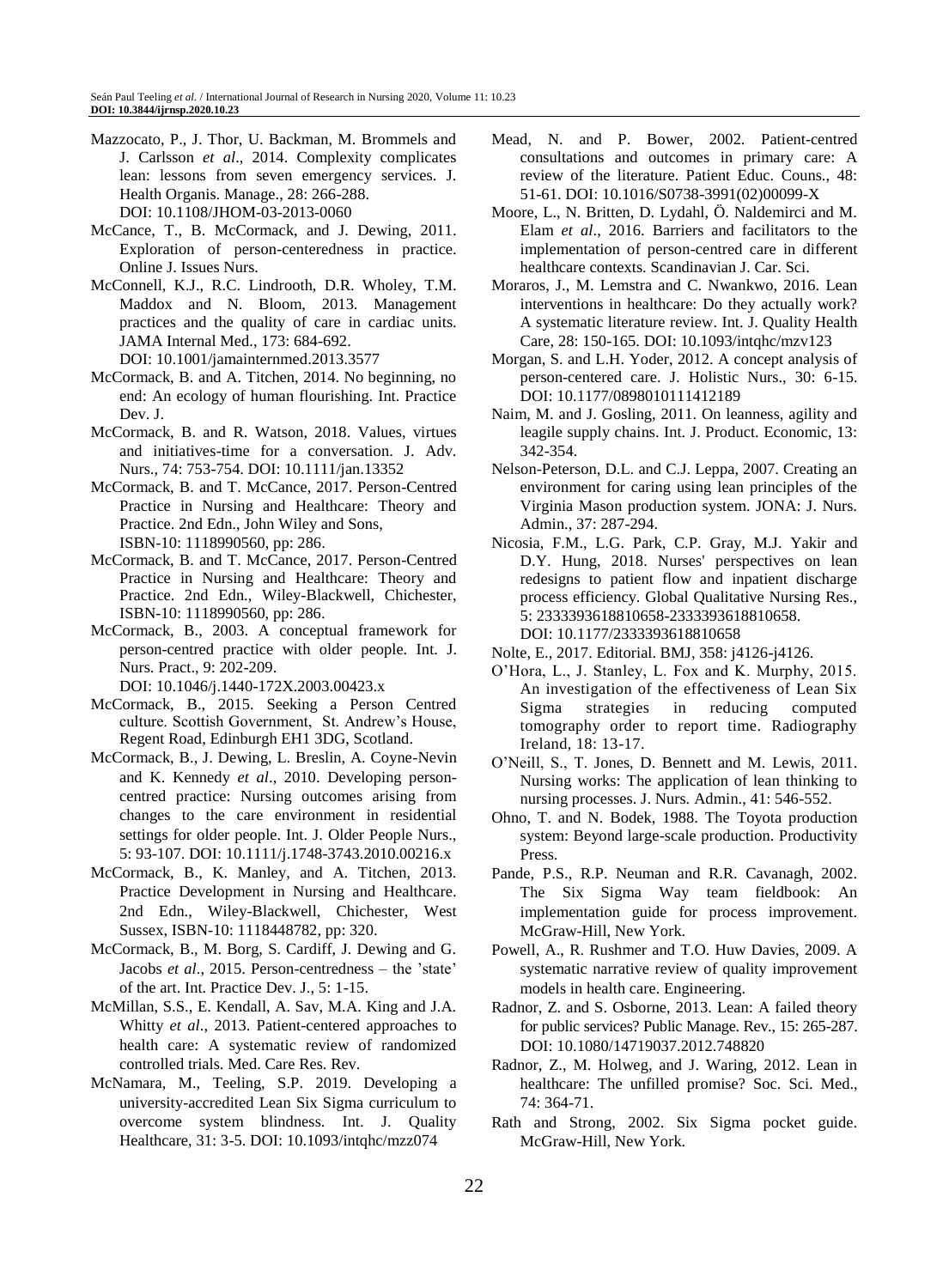Mazzocato, P., J. Thor, U. Backman, M. Brommels and J. Carlsson *et al*., 2014. Complexity complicates lean: lessons from seven emergency services. J. Health Organis. Manage., 28: 266-288. DOI: 10.1108/JHOM-03-2013-0060

McCance, T., B. McCormack, and J. Dewing, 2011. Exploration of person-centeredness in practice. Online J. Issues Nurs.

McConnell, K.J., R.C. Lindrooth, D.R. Wholey, T.M. Maddox and N. Bloom, 2013. Management practices and the quality of care in cardiac units. JAMA Internal Med., 173: 684-692. DOI: 10.1001/jamainternmed.2013.3577

McCormack, B. and A. Titchen, 2014. No beginning, no end: An ecology of human flourishing. Int. Practice Dev. J.

McCormack, B. and R. Watson, 2018. Values, virtues and initiatives-time for a conversation. J. Adv. Nurs., 74: 753-754. DOI: 10.1111/jan.13352

McCormack, B. and T. McCance, 2017. Person-Centred Practice in Nursing and Healthcare: Theory and Practice. 2nd Edn., John Wiley and Sons, ISBN-10: 1118990560, pp: 286.

McCormack, B. and T. McCance, 2017. Person-Centred Practice in Nursing and Healthcare: Theory and Practice. 2nd Edn., Wiley-Blackwell, Chichester, ISBN-10: 1118990560, pp: 286.

McCormack, B., 2003. A conceptual framework for person-centred practice with older people. Int. J. Nurs. Pract., 9: 202-209. DOI: 10.1046/j.1440-172X.2003.00423.x

McCormack, B., 2015. Seeking a Person Centred culture. Scottish Government, St. Andrew's House, Regent Road, Edinburgh EH1 3DG, Scotland.

McCormack, B., J. Dewing, L. Breslin, A. Coyne-Nevin and K. Kennedy *et al*., 2010. Developing person-centred practice: Nursing outcomes arising from changes to the care environment in residential settings for older people. Int. J. Older People Nurs., 5: 93-107. DOI: 10.1111/j.1748-3743.2010.00216.x

McCormack, B., K. Manley, and A. Titchen, 2013. Practice Development in Nursing and Healthcare. 2nd Edn., Wiley-Blackwell, Chichester, West Sussex, ISBN-10: 1118448782, pp: 320.

McCormack, B., M. Borg, S. Cardiff, J. Dewing and G. Jacobs *et al*., 2015. Person-centredness – the 'state' of the art. Int. Practice Dev. J., 5: 1-15.

McMillan, S.S., E. Kendall, A. Sav, M.A. King and J.A. Whitty *et al*., 2013. Patient-centered approaches to health care: A systematic review of randomized controlled trials. Med. Care Res. Rev.

McNamara, M., Teeling, S.P. 2019. Developing a university-accredited Lean Six Sigma curriculum to overcome system blindness. Int. J. Quality Healthcare, 31: 3-5. DOI: 10.1093/intqhc/mzz074

Mead, N. and P. Bower, 2002. Patient-centred consultations and outcomes in primary care: A review of the literature. Patient Educ. Couns., 48: 51-61. DOI: 10.1016/S0738-3991(02)00099-X

Moore, L., N. Britten, D. Lydahl, Ö. Naldemirci and M. Elam *et al*., 2016. Barriers and facilitators to the implementation of person-centred care in different healthcare contexts. Scandinavian J. Car. Sci.

Moraros, J., M. Lemstra and C. Nwankwo, 2016. Lean interventions in healthcare: Do they actually work? A systematic literature review. Int. J. Quality Health Care, 28: 150-165. DOI: 10.1093/intqhc/mzv123

Morgan, S. and L.H. Yoder, 2012. A concept analysis of person-centered care. J. Holistic Nurs., 30: 6-15. DOI: 10.1177/0898010111412189

Naim, M. and J. Gosling, 2011. On leanness, agility and leagile supply chains. Int. J. Product. Economic, 13: 342-354.

Nelson-Peterson, D.L. and C.J. Leppa, 2007. Creating an environment for caring using lean principles of the Virginia Mason production system. JONA: J. Nurs. Admin., 37: 287-294.

Nicosia, F.M., L.G. Park, C.P. Gray, M.J. Yakir and D.Y. Hung, 2018. Nurses' perspectives on lean redesigns to patient flow and inpatient discharge process efficiency. Global Qualitative Nursing Res., 5: 2333393618810658-2333393618810658. DOI: 10.1177/2333393618810658

Nolte, E., 2017. Editorial. BMJ, 358: j4126-j4126.

O'Hora, L., J. Stanley, L. Fox and K. Murphy, 2015. An investigation of the effectiveness of Lean Six Sigma strategies in reducing computed tomography order to report time. Radiography Ireland, 18: 13-17.

O'Neill, S., T. Jones, D. Bennett and M. Lewis, 2011. Nursing works: The application of lean thinking to nursing processes. J. Nurs. Admin., 41: 546-552.

Ohno, T. and N. Bodek, 1988. The Toyota production system: Beyond large-scale production. Productivity Press.

Pande, P.S., R.P. Neuman and R.R. Cavanagh, 2002. The Six Sigma Way team fieldbook: An implementation guide for process improvement. McGraw-Hill, New York.

Powell, A., R. Rushmer and T.O. Huw Davies, 2009. A systematic narrative review of quality improvement models in health care. Engineering.

Radnor, Z. and S. Osborne, 2013. Lean: A failed theory for public services? Public Manage. Rev., 15: 265-287. DOI: 10.1080/14719037.2012.748820

Radnor, Z., M. Holweg, and J. Waring, 2012. Lean in healthcare: The unfilled promise? Soc. Sci. Med., 74: 364-71.

Rath and Strong, 2002. Six Sigma pocket guide. McGraw-Hill, New York.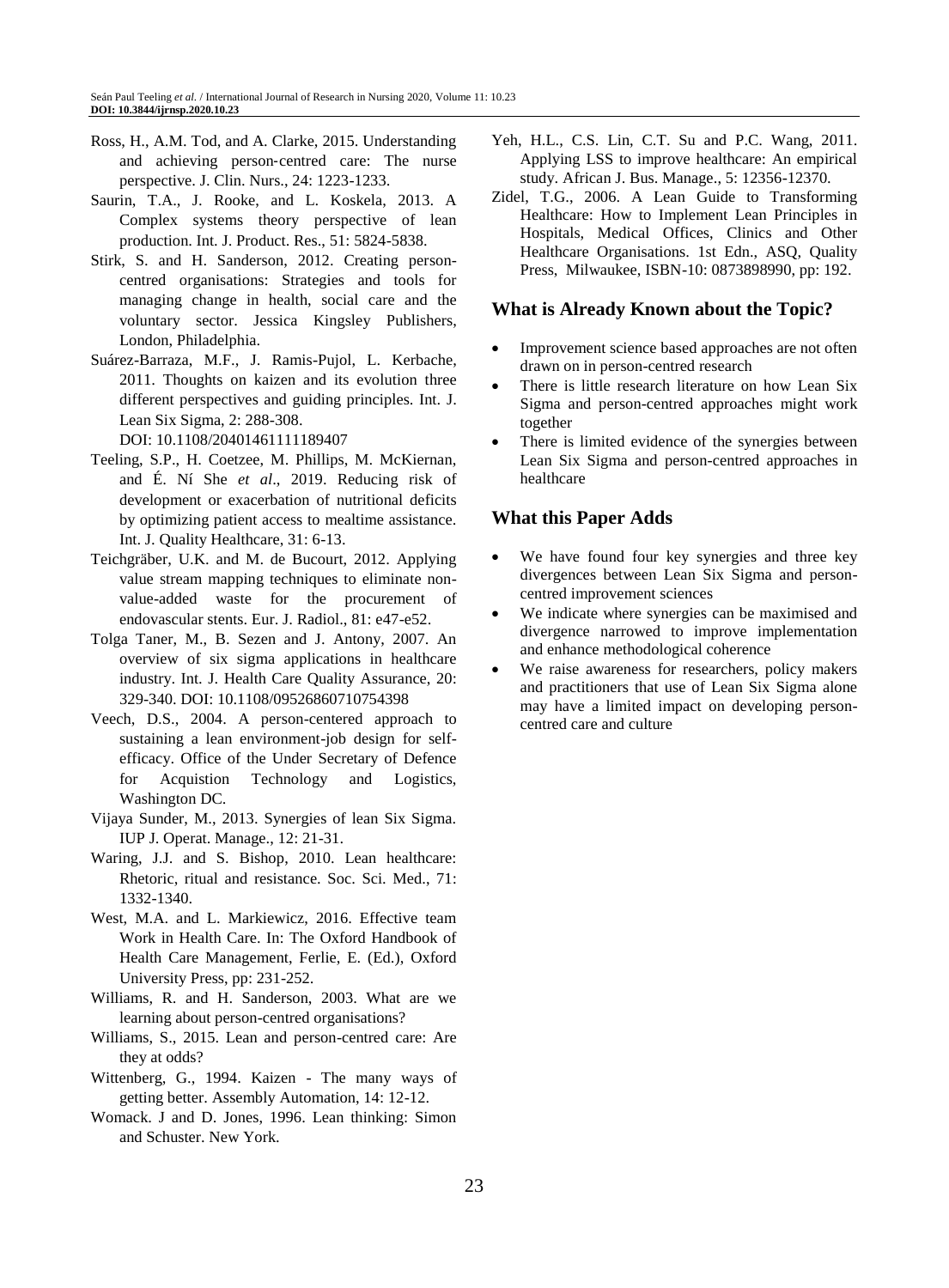Ross, H., A.M. Tod, and A. Clarke, 2015. Understanding and achieving person-centred care: The nurse perspective. J. Clin. Nurs., 24: 1223-1233.

Saurin, T.A., J. Rooke, and L. Koskela, 2013. A Complex systems theory perspective of lean production. Int. J. Product. Res., 51: 5824-5838.

Stirk, S. and H. Sanderson, 2012. Creating person-centred organisations: Strategies and tools for managing change in health, social care and the voluntary sector. Jessica Kingsley Publishers, London, Philadelphia.

Suárez-Barraza, M.F., J. Ramis-Pujol, L. Kerbache, 2011. Thoughts on kaizen and its evolution three different perspectives and guiding principles. Int. J. Lean Six Sigma, 2: 288-308. DOI: 10.1108/20401461111189407

Teeling, S.P., H. Coetzee, M. Phillips, M. McKiernan, and É. Ní She *et al*., 2019. Reducing risk of development or exacerbation of nutritional deficits by optimizing patient access to mealtime assistance. Int. J. Quality Healthcare, 31: 6-13.

Teichgräber, U.K. and M. de Bucourt, 2012. Applying value stream mapping techniques to eliminate non-value-added waste for the procurement of endovascular stents. Eur. J. Radiol., 81: e47-e52.

Tolga Taner, M., B. Sezen and J. Antony, 2007. An overview of six sigma applications in healthcare industry. Int. J. Health Care Quality Assurance, 20: 329-340. DOI: 10.1108/09526860710754398

Veech, D.S., 2004. A person-centered approach to sustaining a lean environment-job design for self-efficacy. Office of the Under Secretary of Defence for Acquistion Technology and Logistics, Washington DC.

Vijaya Sunder, M., 2013. Synergies of lean Six Sigma. IUP J. Operat. Manage., 12: 21-31.

Waring, J.J. and S. Bishop, 2010. Lean healthcare: Rhetoric, ritual and resistance. Soc. Sci. Med., 71: 1332-1340.

West, M.A. and L. Markiewicz, 2016. Effective team Work in Health Care. In: The Oxford Handbook of Health Care Management, Ferlie, E. (Ed.), Oxford University Press, pp: 231-252.

Williams, R. and H. Sanderson, 2003. What are we learning about person-centred organisations?

Williams, S., 2015. Lean and person-centred care: Are they at odds?

Wittenberg, G., 1994. Kaizen - The many ways of getting better. Assembly Automation, 14: 12-12.

Womack. J and D. Jones, 1996. Lean thinking: Simon and Schuster. New York.

Yeh, H.L., C.S. Lin, C.T. Su and P.C. Wang, 2011. Applying LSS to improve healthcare: An empirical study. African J. Bus. Manage., 5: 12356-12370.

Zidel, T.G., 2006. A Lean Guide to Transforming Healthcare: How to Implement Lean Principles in Hospitals, Medical Offices, Clinics and Other Healthcare Organisations. 1st Edn., ASQ, Quality Press, Milwaukee, ISBN-10: 0873898990, pp: 192.

## What is Already Known about the Topic?

- Improvement science based approaches are not often drawn on in person-centred research
- There is little research literature on how Lean Six Sigma and person-centred approaches might work together
- There is limited evidence of the synergies between Lean Six Sigma and person-centred approaches in healthcare

## What this Paper Adds

- We have found four key synergies and three key divergences between Lean Six Sigma and person-centred improvement sciences
- We indicate where synergies can be maximised and divergence narrowed to improve implementation and enhance methodological coherence
- We raise awareness for researchers, policy makers and practitioners that use of Lean Six Sigma alone may have a limited impact on developing person-centred care and culture